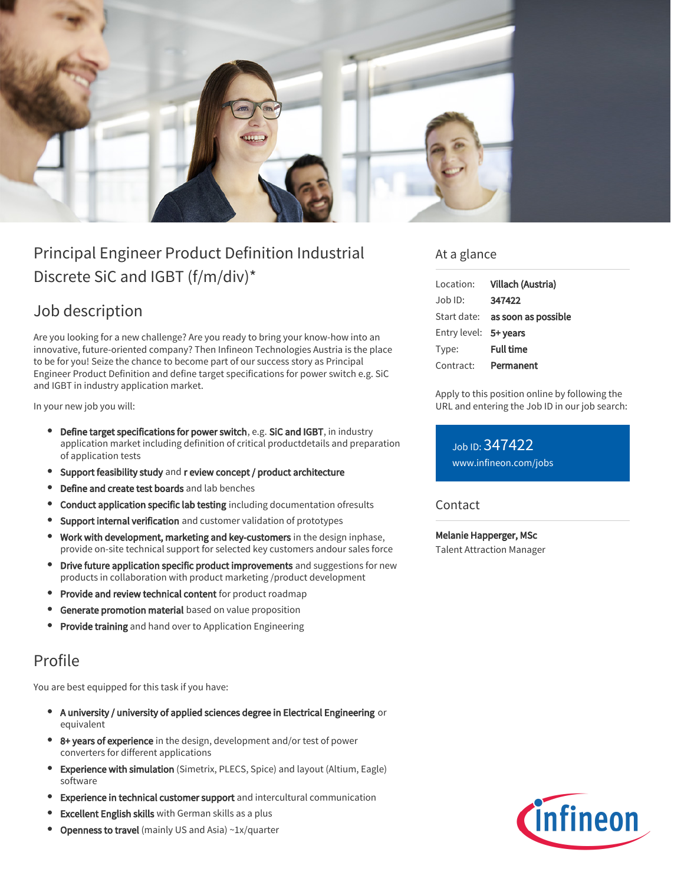# Principal Engineer Product Definition Industrial Discrete SiC and IGBT (f/m/div)*

## Job description

Are you looking for a new challenge? Are you ready to bring your know-how into an innovative, future-oriented company? Then Infineon Technologies Austria is the place to be for you! Seize the chance to become part of our success story as Principal Engineer Product Definition and define target specifications for power switch e.g. SiC and IGBT in industry application market.

In your new job you will:

- **Define target specifications for power switch**, e.g. **SiC and IGBT**, in industry application market including definition of critical productdetails and preparation of application tests
- **Support feasibility study** and **r eview concept / product architecture**
- **Define and create test boards** and lab benches
- **Conduct application specific lab testing** including documentation ofresults
- **Support internal verification** and customer validation of prototypes
- **Work with development, marketing and key-customers** in the design inphase, provide on-site technical support for selected key customers andour sales force
- **Drive future application specific product improvements** and suggestions for new products in collaboration with product marketing /product development
- **Provide and review technical content** for product roadmap
- **Generate promotion material** based on value proposition
- **Provide training** and hand over to Application Engineering

## Profile

You are best equipped for this task if you have:

- **A university / university of applied sciences degree in Electrical Engineering** or equivalent
- **8+ years of experience** in the design, development and/or test of power converters for different applications
- **Experience with simulation** (Simetrix, PLECS, Spice) and layout (Altium, Eagle) software
- **Experience in technical customer support** and intercultural communication
- **Excellent English skills** with German skills as a plus
- **Openness to travel** (mainly US and Asia) ~1x/quarter

## At a glance

| | |
|---|---|
| Location: | **Villach (Austria)** |
| Job ID: | **347422** |
| Start date: | **as soon as possible** |
| Entry level: | **5+ years** |
| Type: | **Full time** |
| Contract: | **Permanent** |

Apply to this position online by following the URL and entering the Job ID in our job search:

Job ID: 347422
www.infineon.com/jobs

## Contact

**Melanie Happerger, MSc**
Talent Attraction Manager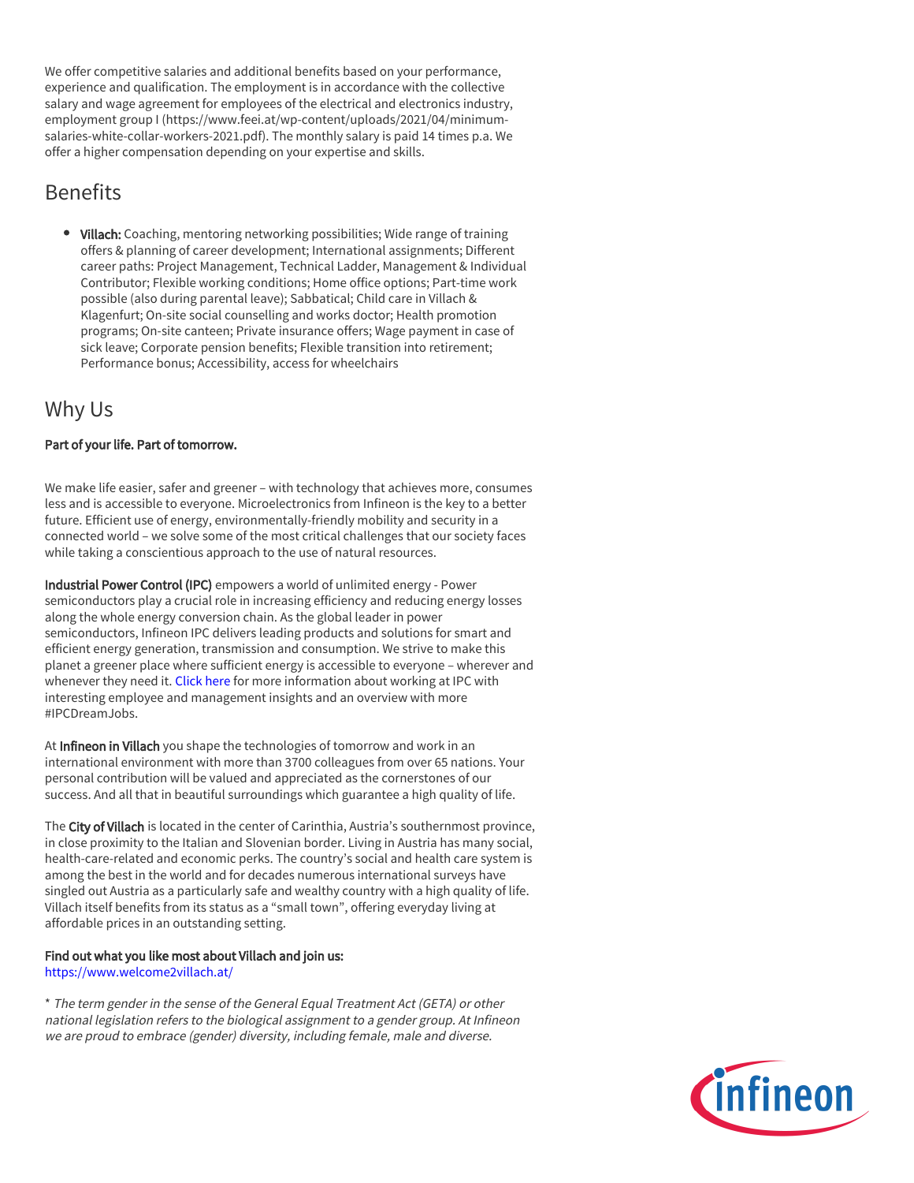We offer competitive salaries and additional benefits based on your performance, experience and qualification. The employment is in accordance with the collective salary and wage agreement for employees of the electrical and electronics industry, employment group I (https://www.feei.at/wp-content/uploads/2021/04/minimum-salaries-white-collar-workers-2021.pdf). The monthly salary is paid 14 times p.a. We offer a higher compensation depending on your expertise and skills.

## Benefits

- **Villach:** Coaching, mentoring networking possibilities; Wide range of training offers & planning of career development; International assignments; Different career paths: Project Management, Technical Ladder, Management & Individual Contributor; Flexible working conditions; Home office options; Part-time work possible (also during parental leave); Sabbatical; Child care in Villach & Klagenfurt; On-site social counselling and works doctor; Health promotion programs; On-site canteen; Private insurance offers; Wage payment in case of sick leave; Corporate pension benefits; Flexible transition into retirement; Performance bonus; Accessibility, access for wheelchairs

## Why Us

**Part of your life. Part of tomorrow.**

We make life easier, safer and greener – with technology that achieves more, consumes less and is accessible to everyone. Microelectronics from Infineon is the key to a better future. Efficient use of energy, environmentally-friendly mobility and security in a connected world – we solve some of the most critical challenges that our society faces while taking a conscientious approach to the use of natural resources.

**Industrial Power Control (IPC)** empowers a world of unlimited energy - Power semiconductors play a crucial role in increasing efficiency and reducing energy losses along the whole energy conversion chain. As the global leader in power semiconductors, Infineon IPC delivers leading products and solutions for smart and efficient energy generation, transmission and consumption. We strive to make this planet a greener place where sufficient energy is accessible to everyone – wherever and whenever they need it. Click here for more information about working at IPC with interesting employee and management insights and an overview with more #IPCDreamJobs.

At **Infineon in Villach** you shape the technologies of tomorrow and work in an international environment with more than 3700 colleagues from over 65 nations. Your personal contribution will be valued and appreciated as the cornerstones of our success. And all that in beautiful surroundings which guarantee a high quality of life.

The **City of Villach** is located in the center of Carinthia, Austria's southernmost province, in close proximity to the Italian and Slovenian border. Living in Austria has many social, health-care-related and economic perks. The country's social and health care system is among the best in the world and for decades numerous international surveys have singled out Austria as a particularly safe and wealthy country with a high quality of life. Villach itself benefits from its status as a "small town", offering everyday living at affordable prices in an outstanding setting.

**Find out what you like most about Villach and join us:**
https://www.welcome2villach.at/

\* *The term gender in the sense of the General Equal Treatment Act (GETA) or other national legislation refers to the biological assignment to a gender group. At Infineon we are proud to embrace (gender) diversity, including female, male and diverse.*